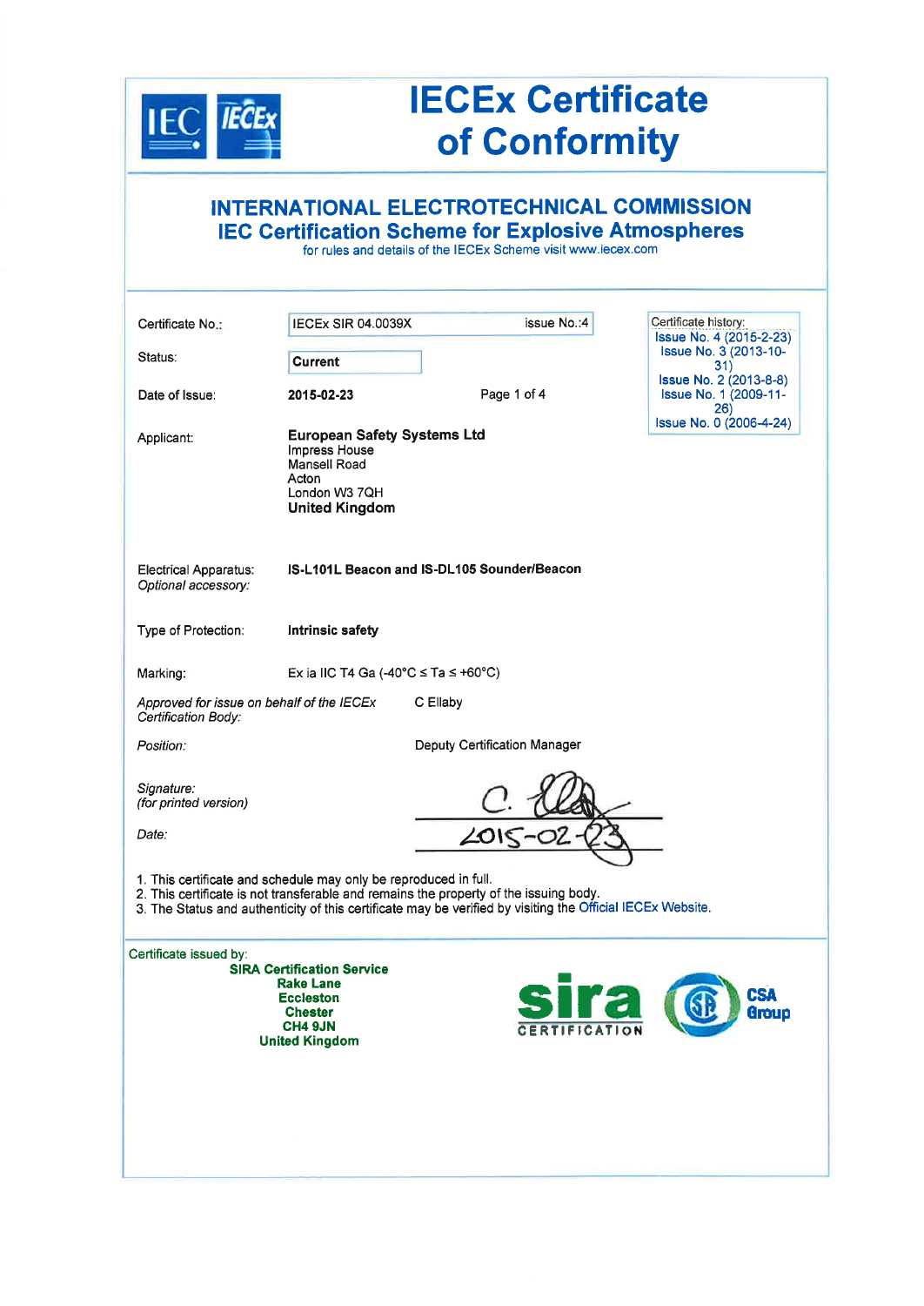# IECEx Certificate of Conformity

## INTERNATIONAL ELECTROTECHNICAL COMMISSION
## IEC Certification Scheme for Explosive Atmospheres

for rules and details of the IECEx Scheme visit www.iecex.com

| | | |
|---|---|---|
| Certificate No.: | IECEx SIR 04.0039X | issue No.:4 |
| Status: | **Current** | |
| Date of Issue: | **2015-02-23** | Page 1 of 4 |

Certificate history:
- Issue No. 4 (2015-2-23)
- Issue No. 3 (2013-10-31)
- Issue No. 2 (2013-8-8)
- Issue No. 1 (2009-11-26)
- Issue No. 0 (2006-4-24)

Applicant: **European Safety Systems Ltd**
Impress House
Mansell Road
Acton
London W3 7QH
**United Kingdom**

Electrical Apparatus: **IS-L101L Beacon and IS-DL105 Sounder/Beacon**
*Optional accessory:*

Type of Protection: **Intrinsic safety**

Marking: Ex ia IIC T4 Ga (-40°C ≤ Ta ≤ +60°C)

*Approved for issue on behalf of the IECEx Certification Body:* C Ellaby

*Position:* Deputy Certification Manager

*Signature: (for printed version)*

*Date:* 2015-02-23

1. This certificate and schedule may only be reproduced in full.
2. This certificate is not transferable and remains the property of the issuing body.
3. The Status and authenticity of this certificate may be verified by visiting the Official IECEx Website.

Certificate issued by:

**SIRA Certification Service**
**Rake Lane**
**Eccleston**
**Chester**
**CH4 9JN**
**United Kingdom**

sira CERTIFICATION — CSA Group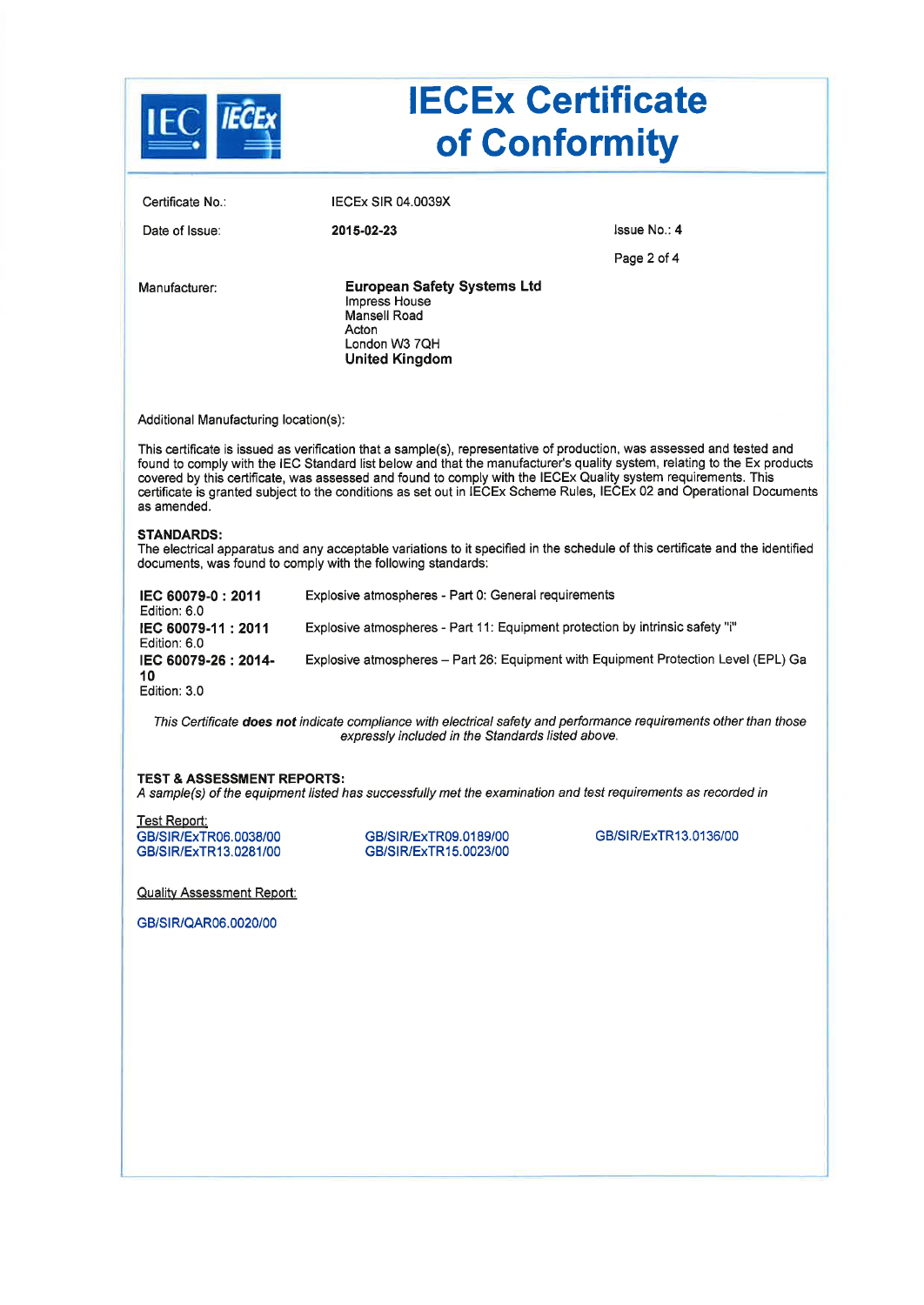# IECEx Certificate of Conformity

| | | |
|---|---|---|
| Certificate No.: | IECEx SIR 04.0039X | |
| Date of Issue: | **2015-02-23** | Issue No.: **4** |

Manufacturer:

**European Safety Systems Ltd**
Impress House
Mansell Road
Acton
London W3 7QH
**United Kingdom**

Additional Manufacturing location(s):

This certificate is issued as verification that a sample(s), representative of production, was assessed and tested and found to comply with the IEC Standard list below and that the manufacturer's quality system, relating to the Ex products covered by this certificate, was assessed and found to comply with the IECEx Quality system requirements. This certificate is granted subject to the conditions as set out in IECEx Scheme Rules, IECEx 02 and Operational Documents as amended.

**STANDARDS:**
The electrical apparatus and any acceptable variations to it specified in the schedule of this certificate and the identified documents, was found to comply with the following standards:

| | |
|---|---|
| **IEC 60079-0 : 2011** Edition: 6.0 | Explosive atmospheres - Part 0: General requirements |
| **IEC 60079-11 : 2011** Edition: 6.0 | Explosive atmospheres - Part 11: Equipment protection by intrinsic safety "i" |
| **IEC 60079-26 : 2014-10** Edition: 3.0 | Explosive atmospheres – Part 26: Equipment with Equipment Protection Level (EPL) Ga |

*This Certificate **does not** indicate compliance with electrical safety and performance requirements other than those expressly included in the Standards listed above.*

**TEST & ASSESSMENT REPORTS:**
*A sample(s) of the equipment listed has successfully met the examination and test requirements as recorded in*

Test Report:

GB/SIR/ExTR06.0038/00
GB/SIR/ExTR13.0281/00
GB/SIR/ExTR09.0189/00
GB/SIR/ExTR15.0023/00
GB/SIR/ExTR13.0136/00

Quality Assessment Report:

GB/SIR/QAR06.0020/00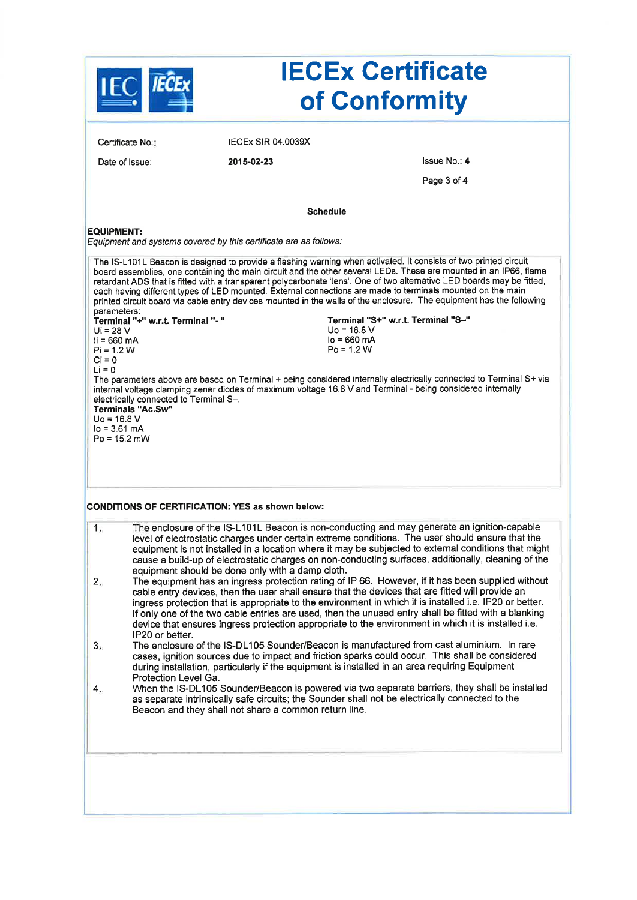# IECEx Certificate of Conformity

Certificate No.: IECEx SIR 04.0039X

Date of Issue: **2015-02-23**

Issue No.: **4**

**Schedule**

**EQUIPMENT:**

*Equipment and systems covered by this certificate are as follows:*

The IS-L101L Beacon is designed to provide a flashing warning when activated. It consists of two printed circuit board assemblies, one containing the main circuit and the other several LEDs. These are mounted in an IP66, flame retardant ADS that is fitted with a transparent polycarbonate 'lens'. One of two alternative LED boards may be fitted, each having different types of LED mounted. External connections are made to terminals mounted on the main printed circuit board via cable entry devices mounted in the walls of the enclosure. The equipment has the following parameters:

**Terminal "+" w.r.t. Terminal "- "**
$U_i$ = 28 V
$I_i$ = 660 mA
$P_i$ = 1.2 W
$C_i$ = 0
$L_i$ = 0

**Terminal "S+" w.r.t. Terminal "S–"**
$U_o$ = 16.8 V
$I_o$ = 660 mA
$P_o$ = 1.2 W

The parameters above are based on Terminal + being considered internally electrically connected to Terminal S+ via internal voltage clamping zener diodes of maximum voltage 16.8 V and Terminal - being considered internally electrically connected to Terminal S–.

**Terminals "Ac.Sw"**
$U_o$ = 16.8 V
$I_o$ = 3.61 mA
$P_o$ = 15.2 mW

**CONDITIONS OF CERTIFICATION: YES as shown below:**

1. The enclosure of the IS-L101L Beacon is non-conducting and may generate an ignition-capable level of electrostatic charges under certain extreme conditions. The user should ensure that the equipment is not installed in a location where it may be subjected to external conditions that might cause a build-up of electrostatic charges on non-conducting surfaces, additionally, cleaning of the equipment should be done only with a damp cloth.
2. The equipment has an ingress protection rating of IP 66. However, if it has been supplied without cable entry devices, then the user shall ensure that the devices that are fitted will provide an ingress protection that is appropriate to the environment in which it is installed i.e. IP20 or better. If only one of the two cable entries are used, then the unused entry shall be fitted with a blanking device that ensures ingress protection appropriate to the environment in which it is installed i.e. IP20 or better.
3. The enclosure of the IS-DL105 Sounder/Beacon is manufactured from cast aluminium. In rare cases, ignition sources due to impact and friction sparks could occur. This shall be considered during installation, particularly if the equipment is installed in an area requiring Equipment Protection Level Ga.
4. When the IS-DL105 Sounder/Beacon is powered via two separate barriers, they shall be installed as separate intrinsically safe circuits; the Sounder shall not be electrically connected to the Beacon and they shall not share a common return line.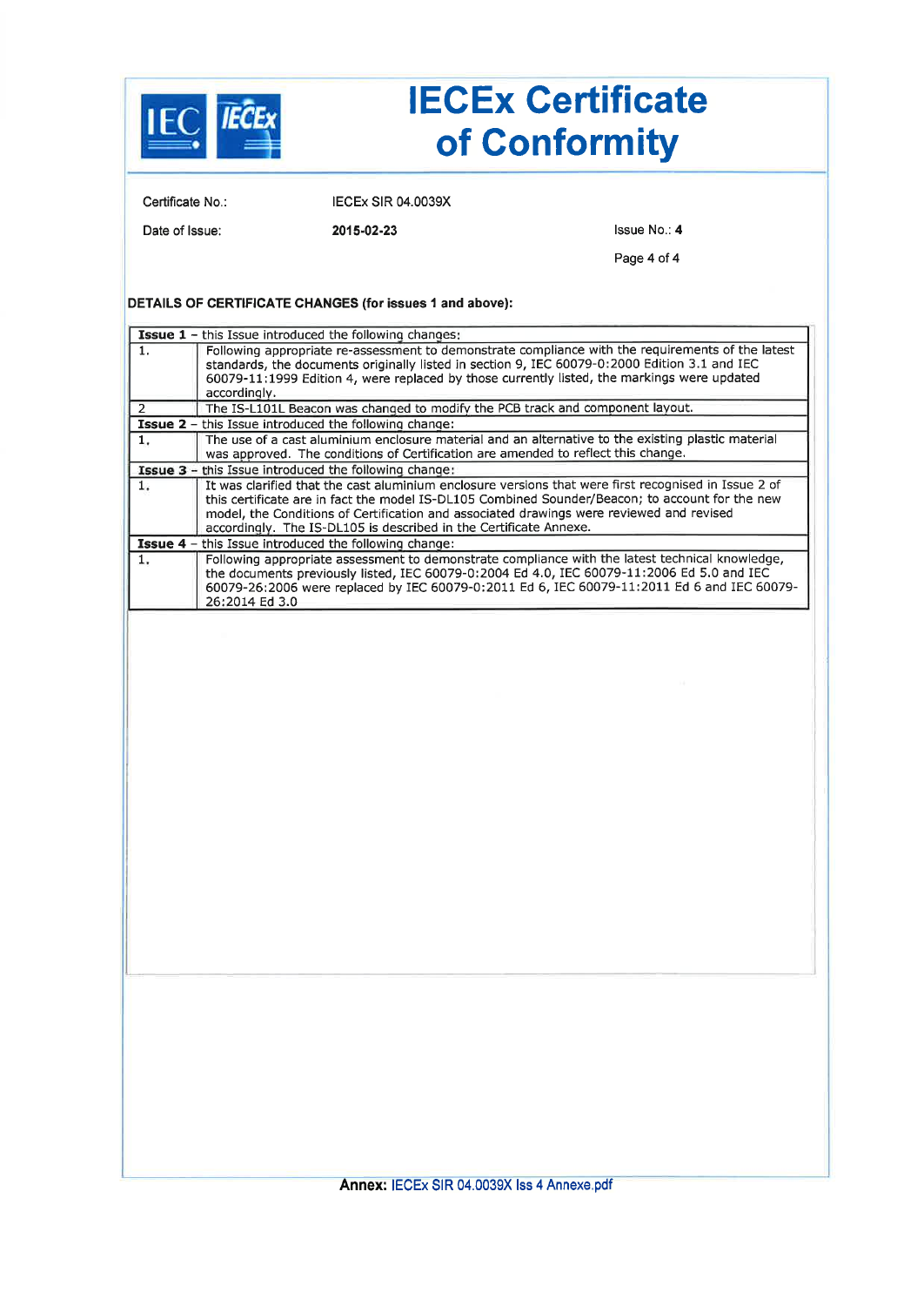# IECEx Certificate of Conformity

Certificate No.: IECEx SIR 04.0039X

Date of Issue: **2015-02-23**

Issue No.: **4**

**DETAILS OF CERTIFICATE CHANGES (for issues 1 and above):**

| | |
|---|---|
| **Issue 1** – this Issue introduced the following changes: | |
| 1. | Following appropriate re-assessment to demonstrate compliance with the requirements of the latest standards, the documents originally listed in section 9, IEC 60079-0:2000 Edition 3.1 and IEC 60079-11:1999 Edition 4, were replaced by those currently listed, the markings were updated accordingly. |
| 2 | The IS-L101L Beacon was changed to modify the PCB track and component layout. |
| **Issue 2** – this Issue introduced the following change: | |
| 1. | The use of a cast aluminium enclosure material and an alternative to the existing plastic material was approved. The conditions of Certification are amended to reflect this change. |
| **Issue 3** – this Issue introduced the following change: | |
| 1. | It was clarified that the cast aluminium enclosure versions that were first recognised in Issue 2 of this certificate are in fact the model IS-DL105 Combined Sounder/Beacon; to account for the new model, the Conditions of Certification and associated drawings were reviewed and revised accordingly. The IS-DL105 is described in the Certificate Annexe. |
| **Issue 4** – this Issue introduced the following change: | |
| 1. | Following appropriate assessment to demonstrate compliance with the latest technical knowledge, the documents previously listed, IEC 60079-0:2004 Ed 4.0, IEC 60079-11:2006 Ed 5.0 and IEC 60079-26:2006 were replaced by IEC 60079-0:2011 Ed 6, IEC 60079-11:2011 Ed 6 and IEC 60079-26:2014 Ed 3.0 |

**Annex:** IECEx SIR 04.0039X Iss 4 Annexe.pdf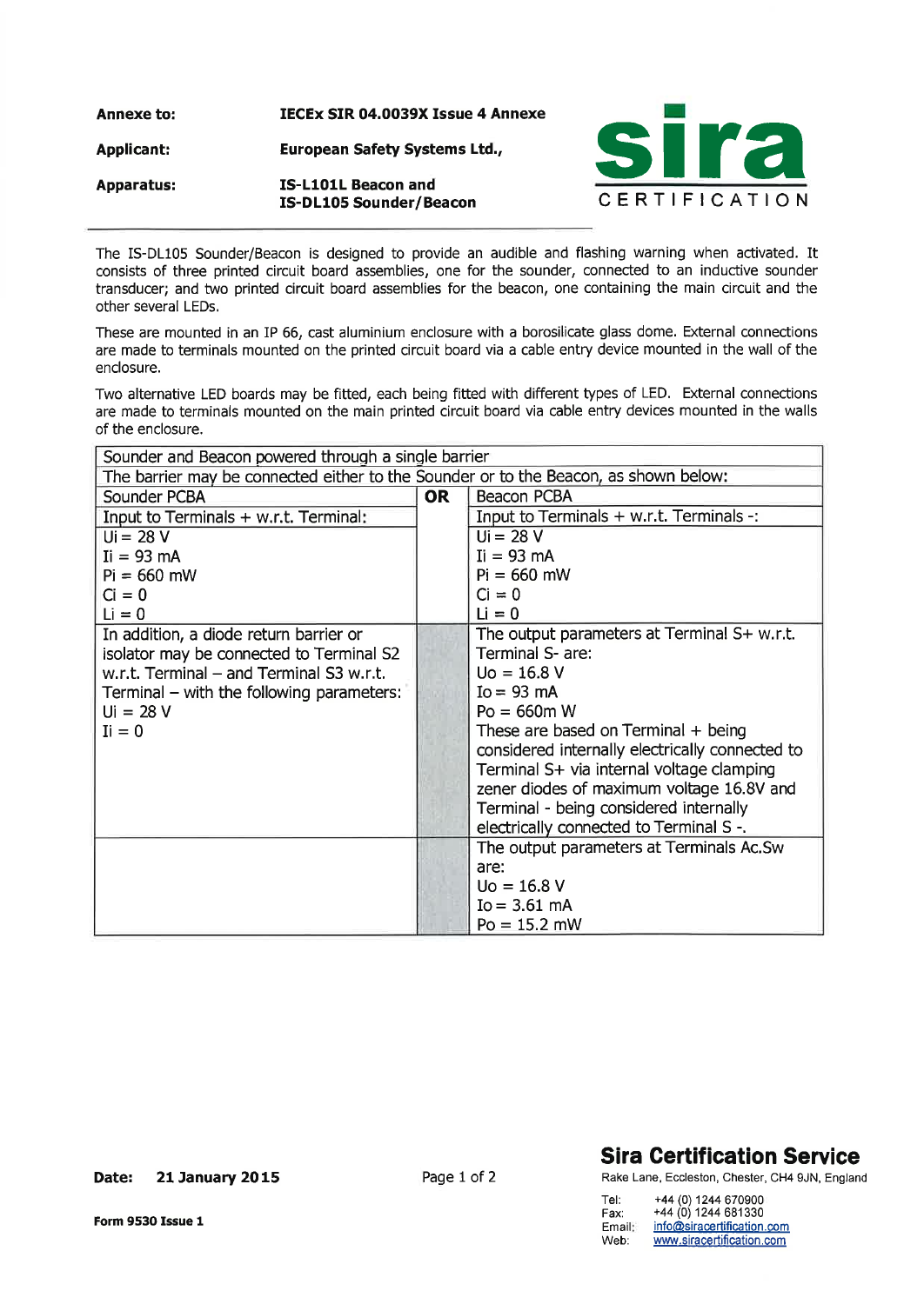| | |
|---|---|
| **Annexe to:** | **IECEx SIR 04.0039X Issue 4 Annexe** |
| **Applicant:** | **European Safety Systems Ltd.,** |
| **Apparatus:** | **IS-L101L Beacon and IS-DL105 Sounder/Beacon** |

The IS-DL105 Sounder/Beacon is designed to provide an audible and flashing warning when activated. It consists of three printed circuit board assemblies, one for the sounder, connected to an inductive sounder transducer; and two printed circuit board assemblies for the beacon, one containing the main circuit and the other several LEDs.

These are mounted in an IP 66, cast aluminium enclosure with a borosilicate glass dome. External connections are made to terminals mounted on the printed circuit board via a cable entry device mounted in the wall of the enclosure.

Two alternative LED boards may be fitted, each being fitted with different types of LED. External connections are made to terminals mounted on the main printed circuit board via cable entry devices mounted in the walls of the enclosure.

| Sounder and Beacon powered through a single barrier | | |
|---|---|---|
| The barrier may be connected either to the Sounder or to the Beacon, as shown below: | | |
| Sounder PCBA | **OR** | Beacon PCBA |
| Input to Terminals + w.r.t. Terminal: | | Input to Terminals + w.r.t. Terminals -: |
| $U_i$ = 28 V<br>$I_i$ = 93 mA<br>$P_i$ = 660 mW<br>$C_i$ = 0<br>$L_i$ = 0 | | $U_i$ = 28 V<br>$I_i$ = 93 mA<br>$P_i$ = 660 mW<br>$C_i$ = 0<br>$L_i$ = 0 |
| In addition, a diode return barrier or isolator may be connected to Terminal S2 w.r.t. Terminal – and Terminal S3 w.r.t. Terminal – with the following parameters:<br>$U_i$ = 28 V<br>$I_i$ = 0 | | The output parameters at Terminal S+ w.r.t. Terminal S- are:<br>$U_o$ = 16.8 V<br>$I_o$ = 93 mA<br>$P_o$ = 660m W<br>These are based on Terminal + being considered internally electrically connected to Terminal S+ via internal voltage clamping zener diodes of maximum voltage 16.8V and Terminal - being considered internally electrically connected to Terminal S -. |
| | | The output parameters at Terminals Ac.Sw are:<br>$U_o$ = 16.8 V<br>$I_o$ = 3.61 mA<br>$P_o$ = 15.2 mW |

**Date:** **21 January 2015**

**Form 9530 Issue 1**

**Sira Certification Service**

Rake Lane, Eccleston, Chester, CH4 9JN, England

Tel: +44 (0) 1244 670900
Fax: +44 (0) 1244 681330
Email: info@siracertification.com
Web: www.siracertification.com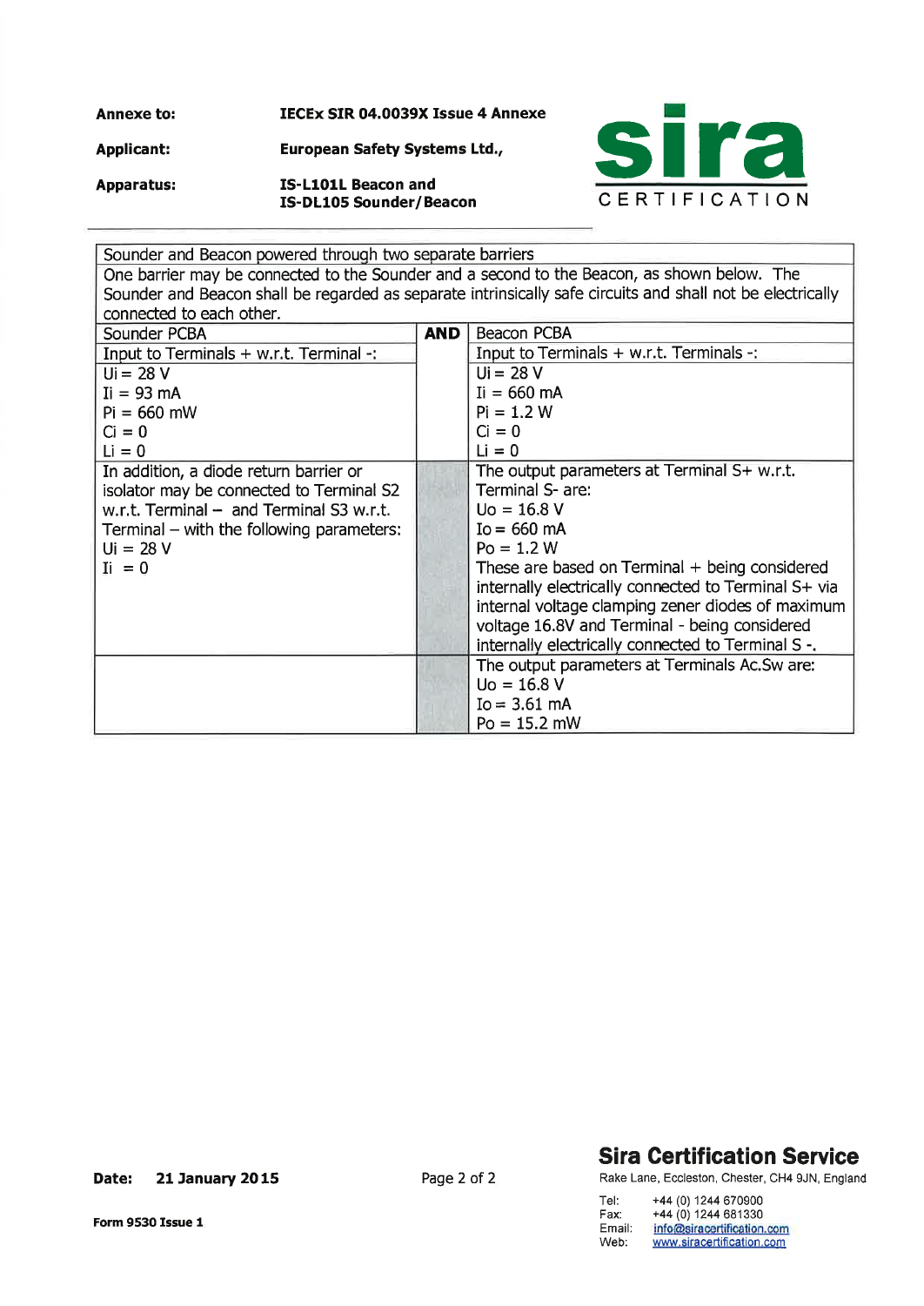| | |
|---|---|
| **Annexe to:** | **IECEx SIR 04.0039X Issue 4 Annexe** |
| **Applicant:** | **European Safety Systems Ltd.,** |
| **Apparatus:** | **IS-L101L Beacon and IS-DL105 Sounder/Beacon** |

| Sounder and Beacon powered through two separate barriers | | |
|---|---|---|
| One barrier may be connected to the Sounder and a second to the Beacon, as shown below. The Sounder and Beacon shall be regarded as separate intrinsically safe circuits and shall not be electrically connected to each other. | | |
| Sounder PCBA | **AND** | Beacon PCBA |
| Input to Terminals + w.r.t. Terminal -: | | Input to Terminals + w.r.t. Terminals -: |
| Ui = 28 V<br>Ii = 93 mA<br>Pi = 660 mW<br>Ci = 0<br>Li = 0 | | Ui = 28 V<br>Ii = 660 mA<br>Pi = 1.2 W<br>Ci = 0<br>Li = 0 |
| In addition, a diode return barrier or isolator may be connected to Terminal S2 w.r.t. Terminal – and Terminal S3 w.r.t. Terminal – with the following parameters:<br>Ui = 28 V<br>Ii = 0 | | The output parameters at Terminal S+ w.r.t. Terminal S- are:<br>Uo = 16.8 V<br>Io = 660 mA<br>Po = 1.2 W<br>These are based on Terminal + being considered internally electrically connected to Terminal S+ via internal voltage clamping zener diodes of maximum voltage 16.8V and Terminal - being considered internally electrically connected to Terminal S -. |
| | | The output parameters at Terminals Ac.Sw are:<br>Uo = 16.8 V<br>Io = 3.61 mA<br>Po = 15.2 mW |

**Date: 21 January 2015**

**Form 9530 Issue 1**

**Sira Certification Service**

Rake Lane, Eccleston, Chester, CH4 9JN, England

Tel: +44 (0) 1244 670900
Fax: +44 (0) 1244 681330
Email: info@siracertification.com
Web: www.siracertification.com